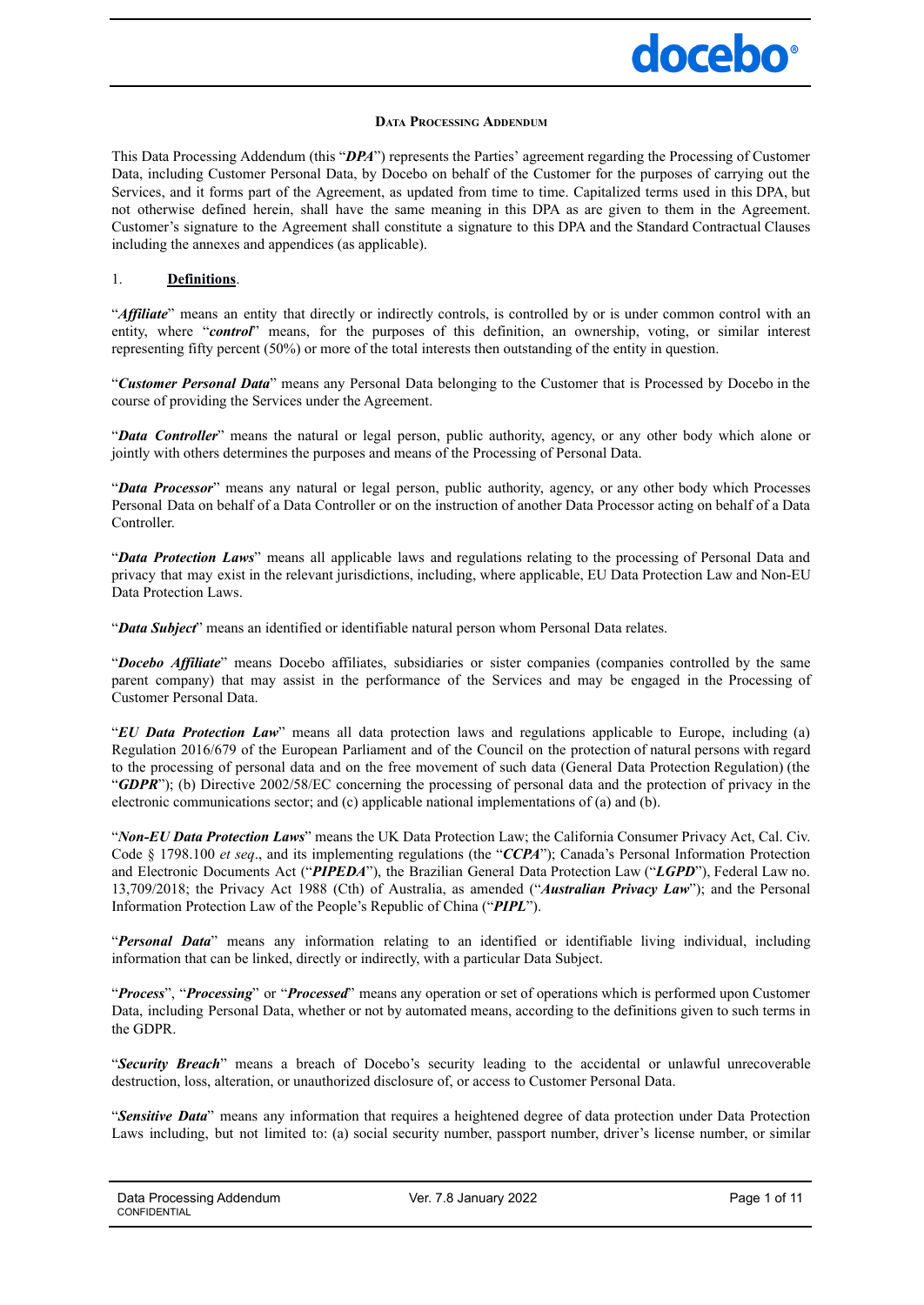## Data Processing Addendum

This Data Processing Addendum (this "***DPA***") represents the Parties' agreement regarding the Processing of Customer Data, including Customer Personal Data, by Docebo on behalf of the Customer for the purposes of carrying out the Services, and it forms part of the Agreement, as updated from time to time. Capitalized terms used in this DPA, but not otherwise defined herein, shall have the same meaning in this DPA as are given to them in the Agreement. Customer's signature to the Agreement shall constitute a signature to this DPA and the Standard Contractual Clauses including the annexes and appendices (as applicable).

1. **Definitions**.

"***Affiliate***" means an entity that directly or indirectly controls, is controlled by or is under common control with an entity, where "***control***" means, for the purposes of this definition, an ownership, voting, or similar interest representing fifty percent (50%) or more of the total interests then outstanding of the entity in question.

"***Customer Personal Data***" means any Personal Data belonging to the Customer that is Processed by Docebo in the course of providing the Services under the Agreement.

"***Data Controller***" means the natural or legal person, public authority, agency, or any other body which alone or jointly with others determines the purposes and means of the Processing of Personal Data.

"***Data Processor***" means any natural or legal person, public authority, agency, or any other body which Processes Personal Data on behalf of a Data Controller or on the instruction of another Data Processor acting on behalf of a Data Controller.

"***Data Protection Laws***" means all applicable laws and regulations relating to the processing of Personal Data and privacy that may exist in the relevant jurisdictions, including, where applicable, EU Data Protection Law and Non-EU Data Protection Laws.

"***Data Subject***" means an identified or identifiable natural person whom Personal Data relates.

"***Docebo Affiliate***" means Docebo affiliates, subsidiaries or sister companies (companies controlled by the same parent company) that may assist in the performance of the Services and may be engaged in the Processing of Customer Personal Data.

"***EU Data Protection Law***" means all data protection laws and regulations applicable to Europe, including (a) Regulation 2016/679 of the European Parliament and of the Council on the protection of natural persons with regard to the processing of personal data and on the free movement of such data (General Data Protection Regulation) (the "***GDPR***"); (b) Directive 2002/58/EC concerning the processing of personal data and the protection of privacy in the electronic communications sector; and (c) applicable national implementations of (a) and (b).

"***Non-EU Data Protection Laws***" means the UK Data Protection Law; the California Consumer Privacy Act, Cal. Civ. Code § 1798.100 *et seq*., and its implementing regulations (the "***CCPA***"); Canada's Personal Information Protection and Electronic Documents Act ("***PIPEDA***"), the Brazilian General Data Protection Law ("***LGPD***"), Federal Law no. 13,709/2018; the Privacy Act 1988 (Cth) of Australia, as amended ("***Australian Privacy Law***"); and the Personal Information Protection Law of the People's Republic of China ("***PIPL***").

"***Personal Data***" means any information relating to an identified or identifiable living individual, including information that can be linked, directly or indirectly, with a particular Data Subject.

"***Process***", "***Processing***" or "***Processed***" means any operation or set of operations which is performed upon Customer Data, including Personal Data, whether or not by automated means, according to the definitions given to such terms in the GDPR.

"***Security Breach***" means a breach of Docebo's security leading to the accidental or unlawful unrecoverable destruction, loss, alteration, or unauthorized disclosure of, or access to Customer Personal Data.

"***Sensitive Data***" means any information that requires a heightened degree of data protection under Data Protection Laws including, but not limited to: (a) social security number, passport number, driver's license number, or similar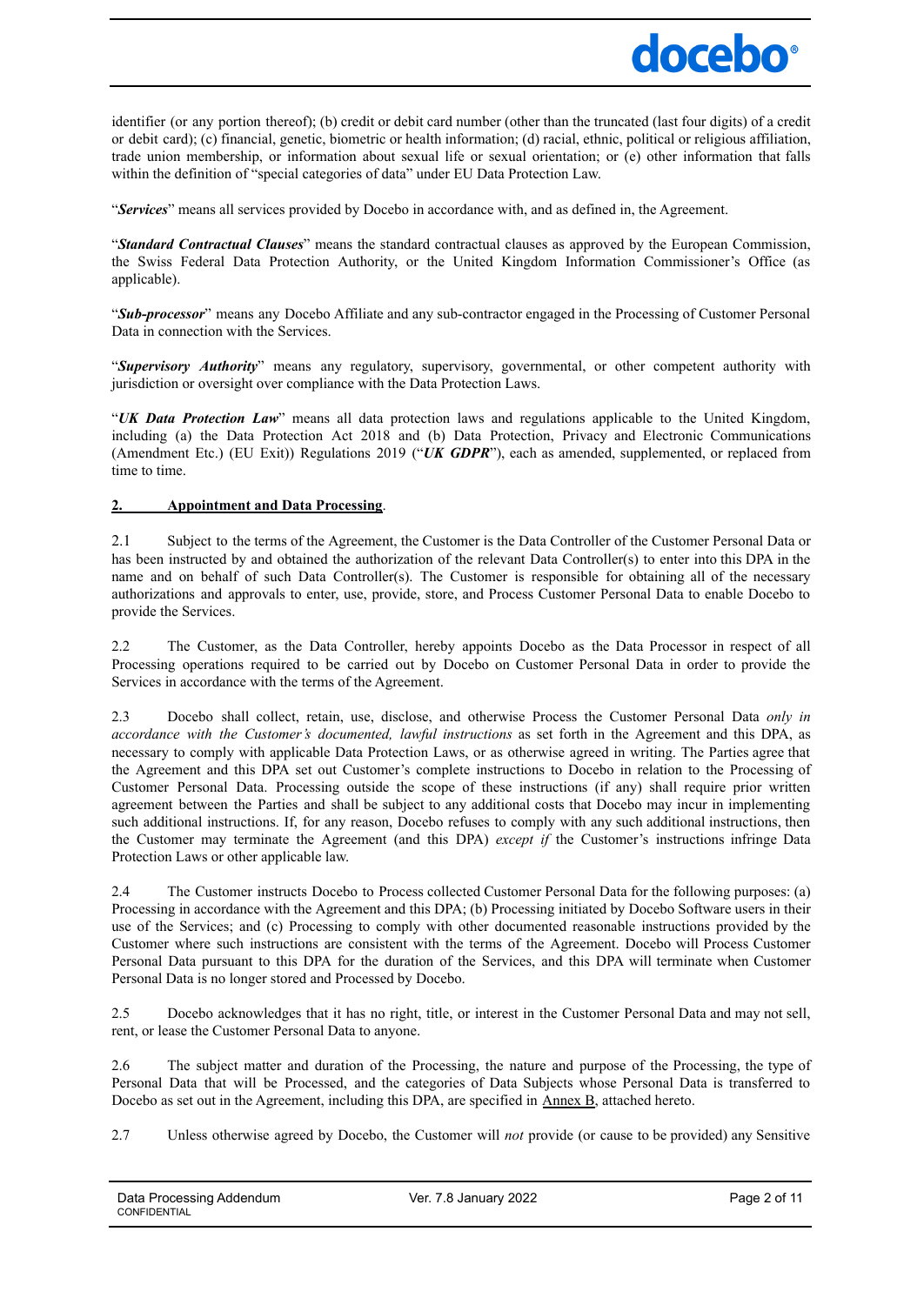identifier (or any portion thereof); (b) credit or debit card number (other than the truncated (last four digits) of a credit or debit card); (c) financial, genetic, biometric or health information; (d) racial, ethnic, political or religious affiliation, trade union membership, or information about sexual life or sexual orientation; or (e) other information that falls within the definition of "special categories of data" under EU Data Protection Law.

"***Services***" means all services provided by Docebo in accordance with, and as defined in, the Agreement.

"***Standard Contractual Clauses***" means the standard contractual clauses as approved by the European Commission, the Swiss Federal Data Protection Authority, or the United Kingdom Information Commissioner's Office (as applicable).

"***Sub-processor***" means any Docebo Affiliate and any sub-contractor engaged in the Processing of Customer Personal Data in connection with the Services.

"***Supervisory Authority***" means any regulatory, supervisory, governmental, or other competent authority with jurisdiction or oversight over compliance with the Data Protection Laws.

"***UK Data Protection Law***" means all data protection laws and regulations applicable to the United Kingdom, including (a) the Data Protection Act 2018 and (b) Data Protection, Privacy and Electronic Communications (Amendment Etc.) (EU Exit)) Regulations 2019 ("***UK GDPR***"), each as amended, supplemented, or replaced from time to time.

## 2. Appointment and Data Processing.

2.1 Subject to the terms of the Agreement, the Customer is the Data Controller of the Customer Personal Data or has been instructed by and obtained the authorization of the relevant Data Controller(s) to enter into this DPA in the name and on behalf of such Data Controller(s). The Customer is responsible for obtaining all of the necessary authorizations and approvals to enter, use, provide, store, and Process Customer Personal Data to enable Docebo to provide the Services.

2.2 The Customer, as the Data Controller, hereby appoints Docebo as the Data Processor in respect of all Processing operations required to be carried out by Docebo on Customer Personal Data in order to provide the Services in accordance with the terms of the Agreement.

2.3 Docebo shall collect, retain, use, disclose, and otherwise Process the Customer Personal Data *only in accordance with the Customer's documented, lawful instructions* as set forth in the Agreement and this DPA, as necessary to comply with applicable Data Protection Laws, or as otherwise agreed in writing. The Parties agree that the Agreement and this DPA set out Customer's complete instructions to Docebo in relation to the Processing of Customer Personal Data. Processing outside the scope of these instructions (if any) shall require prior written agreement between the Parties and shall be subject to any additional costs that Docebo may incur in implementing such additional instructions. If, for any reason, Docebo refuses to comply with any such additional instructions, then the Customer may terminate the Agreement (and this DPA) *except if* the Customer's instructions infringe Data Protection Laws or other applicable law.

2.4 The Customer instructs Docebo to Process collected Customer Personal Data for the following purposes: (a) Processing in accordance with the Agreement and this DPA; (b) Processing initiated by Docebo Software users in their use of the Services; and (c) Processing to comply with other documented reasonable instructions provided by the Customer where such instructions are consistent with the terms of the Agreement. Docebo will Process Customer Personal Data pursuant to this DPA for the duration of the Services, and this DPA will terminate when Customer Personal Data is no longer stored and Processed by Docebo.

2.5 Docebo acknowledges that it has no right, title, or interest in the Customer Personal Data and may not sell, rent, or lease the Customer Personal Data to anyone.

2.6 The subject matter and duration of the Processing, the nature and purpose of the Processing, the type of Personal Data that will be Processed, and the categories of Data Subjects whose Personal Data is transferred to Docebo as set out in the Agreement, including this DPA, are specified in Annex B, attached hereto.

2.7 Unless otherwise agreed by Docebo, the Customer will *not* provide (or cause to be provided) any Sensitive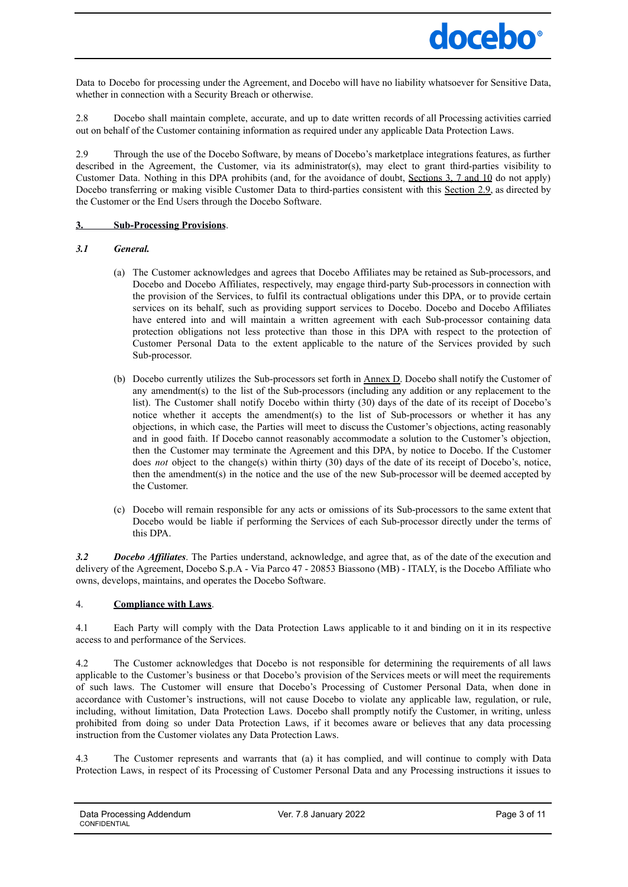Data to Docebo for processing under the Agreement, and Docebo will have no liability whatsoever for Sensitive Data, whether in connection with a Security Breach or otherwise.

2.8 Docebo shall maintain complete, accurate, and up to date written records of all Processing activities carried out on behalf of the Customer containing information as required under any applicable Data Protection Laws.

2.9 Through the use of the Docebo Software, by means of Docebo's marketplace integrations features, as further described in the Agreement, the Customer, via its administrator(s), may elect to grant third-parties visibility to Customer Data. Nothing in this DPA prohibits (and, for the avoidance of doubt, Sections 3, 7 and 10 do not apply) Docebo transferring or making visible Customer Data to third-parties consistent with this Section 2.9, as directed by the Customer or the End Users through the Docebo Software.

**3. Sub-Processing Provisions**.

***3.1 General.***

(a) The Customer acknowledges and agrees that Docebo Affiliates may be retained as Sub-processors, and Docebo and Docebo Affiliates, respectively, may engage third-party Sub-processors in connection with the provision of the Services, to fulfil its contractual obligations under this DPA, or to provide certain services on its behalf, such as providing support services to Docebo. Docebo and Docebo Affiliates have entered into and will maintain a written agreement with each Sub-processor containing data protection obligations not less protective than those in this DPA with respect to the protection of Customer Personal Data to the extent applicable to the nature of the Services provided by such Sub-processor.

(b) Docebo currently utilizes the Sub-processors set forth in Annex D. Docebo shall notify the Customer of any amendment(s) to the list of the Sub-processors (including any addition or any replacement to the list). The Customer shall notify Docebo within thirty (30) days of the date of its receipt of Docebo's notice whether it accepts the amendment(s) to the list of Sub-processors or whether it has any objections, in which case, the Parties will meet to discuss the Customer's objections, acting reasonably and in good faith. If Docebo cannot reasonably accommodate a solution to the Customer's objection, then the Customer may terminate the Agreement and this DPA, by notice to Docebo. If the Customer does *not* object to the change(s) within thirty (30) days of the date of its receipt of Docebo's, notice, then the amendment(s) in the notice and the use of the new Sub-processor will be deemed accepted by the Customer.

(c) Docebo will remain responsible for any acts or omissions of its Sub-processors to the same extent that Docebo would be liable if performing the Services of each Sub-processor directly under the terms of this DPA.

***3.2 Docebo Affiliates***. The Parties understand, acknowledge, and agree that, as of the date of the execution and delivery of the Agreement, Docebo S.p.A - Via Parco 47 - 20853 Biassono (MB) - ITALY, is the Docebo Affiliate who owns, develops, maintains, and operates the Docebo Software.

4. **Compliance with Laws**.

4.1 Each Party will comply with the Data Protection Laws applicable to it and binding on it in its respective access to and performance of the Services.

4.2 The Customer acknowledges that Docebo is not responsible for determining the requirements of all laws applicable to the Customer's business or that Docebo's provision of the Services meets or will meet the requirements of such laws. The Customer will ensure that Docebo's Processing of Customer Personal Data, when done in accordance with Customer's instructions, will not cause Docebo to violate any applicable law, regulation, or rule, including, without limitation, Data Protection Laws. Docebo shall promptly notify the Customer, in writing, unless prohibited from doing so under Data Protection Laws, if it becomes aware or believes that any data processing instruction from the Customer violates any Data Protection Laws.

4.3 The Customer represents and warrants that (a) it has complied, and will continue to comply with Data Protection Laws, in respect of its Processing of Customer Personal Data and any Processing instructions it issues to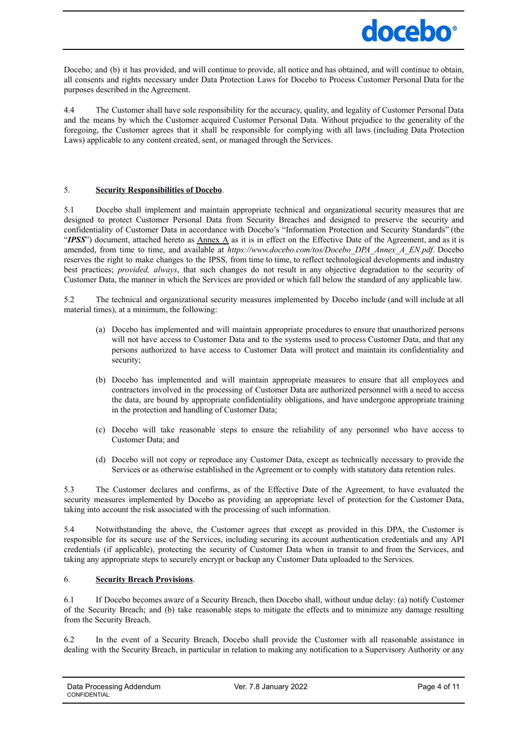Docebo; and (b) it has provided, and will continue to provide, all notice and has obtained, and will continue to obtain, all consents and rights necessary under Data Protection Laws for Docebo to Process Customer Personal Data for the purposes described in the Agreement.

4.4 The Customer shall have sole responsibility for the accuracy, quality, and legality of Customer Personal Data and the means by which the Customer acquired Customer Personal Data. Without prejudice to the generality of the foregoing, the Customer agrees that it shall be responsible for complying with all laws (including Data Protection Laws) applicable to any content created, sent, or managed through the Services.

5. **Security Responsibilities of Docebo**.

5.1 Docebo shall implement and maintain appropriate technical and organizational security measures that are designed to protect Customer Personal Data from Security Breaches and designed to preserve the security and confidentiality of Customer Data in accordance with Docebo's "Information Protection and Security Standards" (the "***IPSS***") document, attached hereto as Annex A as it is in effect on the Effective Date of the Agreement, and as it is amended, from time to time, and available at *https://www.docebo.com/tos/Docebo_DPA_Annex_A_EN.pdf*. Docebo reserves the right to make changes to the IPSS, from time to time, to reflect technological developments and industry best practices; *provided, always*, that such changes do not result in any objective degradation to the security of Customer Data, the manner in which the Services are provided or which fall below the standard of any applicable law.

5.2 The technical and organizational security measures implemented by Docebo include (and will include at all material times), at a minimum, the following:

(a) Docebo has implemented and will maintain appropriate procedures to ensure that unauthorized persons will not have access to Customer Data and to the systems used to process Customer Data, and that any persons authorized to have access to Customer Data will protect and maintain its confidentiality and security;

(b) Docebo has implemented and will maintain appropriate measures to ensure that all employees and contractors involved in the processing of Customer Data are authorized personnel with a need to access the data, are bound by appropriate confidentiality obligations, and have undergone appropriate training in the protection and handling of Customer Data;

(c) Docebo will take reasonable steps to ensure the reliability of any personnel who have access to Customer Data; and

(d) Docebo will not copy or reproduce any Customer Data, except as technically necessary to provide the Services or as otherwise established in the Agreement or to comply with statutory data retention rules.

5.3 The Customer declares and confirms, as of the Effective Date of the Agreement, to have evaluated the security measures implemented by Docebo as providing an appropriate level of protection for the Customer Data, taking into account the risk associated with the processing of such information.

5.4 Notwithstanding the above, the Customer agrees that except as provided in this DPA, the Customer is responsible for its secure use of the Services, including securing its account authentication credentials and any API credentials (if applicable), protecting the security of Customer Data when in transit to and from the Services, and taking any appropriate steps to securely encrypt or backup any Customer Data uploaded to the Services.

6. **Security Breach Provisions**.

6.1 If Docebo becomes aware of a Security Breach, then Docebo shall, without undue delay: (a) notify Customer of the Security Breach; and (b) take reasonable steps to mitigate the effects and to minimize any damage resulting from the Security Breach.

6.2 In the event of a Security Breach, Docebo shall provide the Customer with all reasonable assistance in dealing with the Security Breach, in particular in relation to making any notification to a Supervisory Authority or any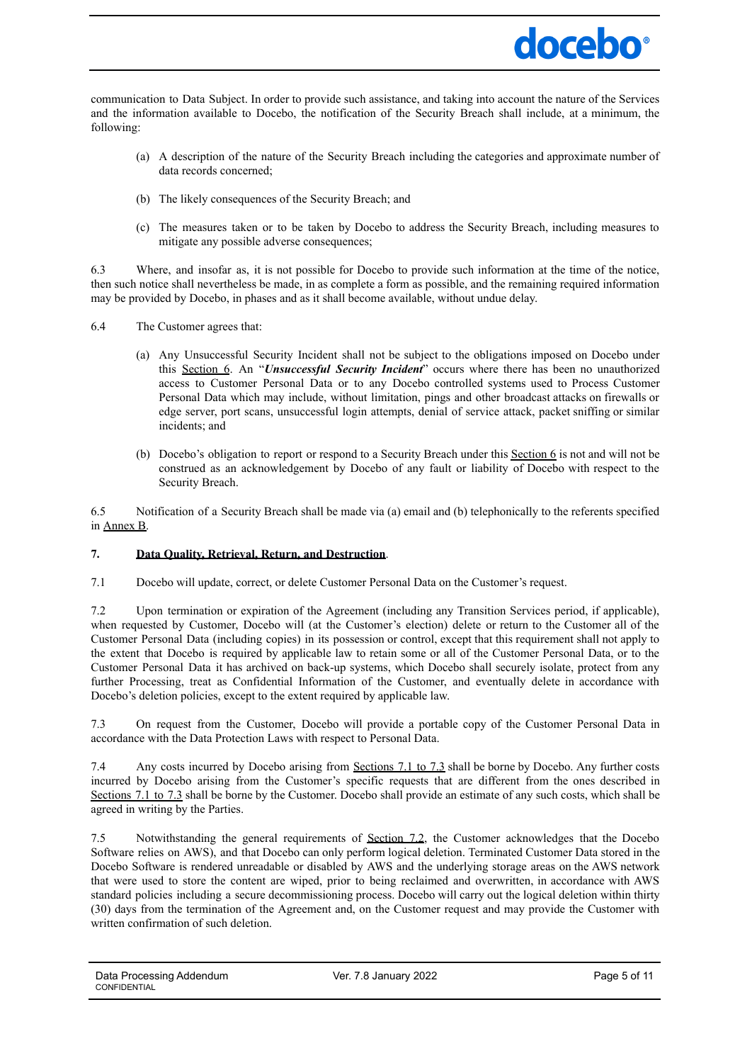communication to Data Subject. In order to provide such assistance, and taking into account the nature of the Services and the information available to Docebo, the notification of the Security Breach shall include, at a minimum, the following:

(a) A description of the nature of the Security Breach including the categories and approximate number of data records concerned;

(b) The likely consequences of the Security Breach; and

(c) The measures taken or to be taken by Docebo to address the Security Breach, including measures to mitigate any possible adverse consequences;

6.3 Where, and insofar as, it is not possible for Docebo to provide such information at the time of the notice, then such notice shall nevertheless be made, in as complete a form as possible, and the remaining required information may be provided by Docebo, in phases and as it shall become available, without undue delay.

6.4 The Customer agrees that:

(a) Any Unsuccessful Security Incident shall not be subject to the obligations imposed on Docebo under this Section 6. An "***Unsuccessful Security Incident***" occurs where there has been no unauthorized access to Customer Personal Data or to any Docebo controlled systems used to Process Customer Personal Data which may include, without limitation, pings and other broadcast attacks on firewalls or edge server, port scans, unsuccessful login attempts, denial of service attack, packet sniffing or similar incidents; and

(b) Docebo's obligation to report or respond to a Security Breach under this Section 6 is not and will not be construed as an acknowledgement by Docebo of any fault or liability of Docebo with respect to the Security Breach.

6.5 Notification of a Security Breach shall be made via (a) email and (b) telephonically to the referents specified in Annex B.

**7. Data Quality, Retrieval, Return, and Destruction.**

7.1 Docebo will update, correct, or delete Customer Personal Data on the Customer's request.

7.2 Upon termination or expiration of the Agreement (including any Transition Services period, if applicable), when requested by Customer, Docebo will (at the Customer's election) delete or return to the Customer all of the Customer Personal Data (including copies) in its possession or control, except that this requirement shall not apply to the extent that Docebo is required by applicable law to retain some or all of the Customer Personal Data, or to the Customer Personal Data it has archived on back-up systems, which Docebo shall securely isolate, protect from any further Processing, treat as Confidential Information of the Customer, and eventually delete in accordance with Docebo's deletion policies, except to the extent required by applicable law.

7.3 On request from the Customer, Docebo will provide a portable copy of the Customer Personal Data in accordance with the Data Protection Laws with respect to Personal Data.

7.4 Any costs incurred by Docebo arising from Sections 7.1 to 7.3 shall be borne by Docebo. Any further costs incurred by Docebo arising from the Customer's specific requests that are different from the ones described in Sections 7.1 to 7.3 shall be borne by the Customer. Docebo shall provide an estimate of any such costs, which shall be agreed in writing by the Parties.

7.5 Notwithstanding the general requirements of Section 7.2, the Customer acknowledges that the Docebo Software relies on AWS), and that Docebo can only perform logical deletion. Terminated Customer Data stored in the Docebo Software is rendered unreadable or disabled by AWS and the underlying storage areas on the AWS network that were used to store the content are wiped, prior to being reclaimed and overwritten, in accordance with AWS standard policies including a secure decommissioning process. Docebo will carry out the logical deletion within thirty (30) days from the termination of the Agreement and, on the Customer request and may provide the Customer with written confirmation of such deletion.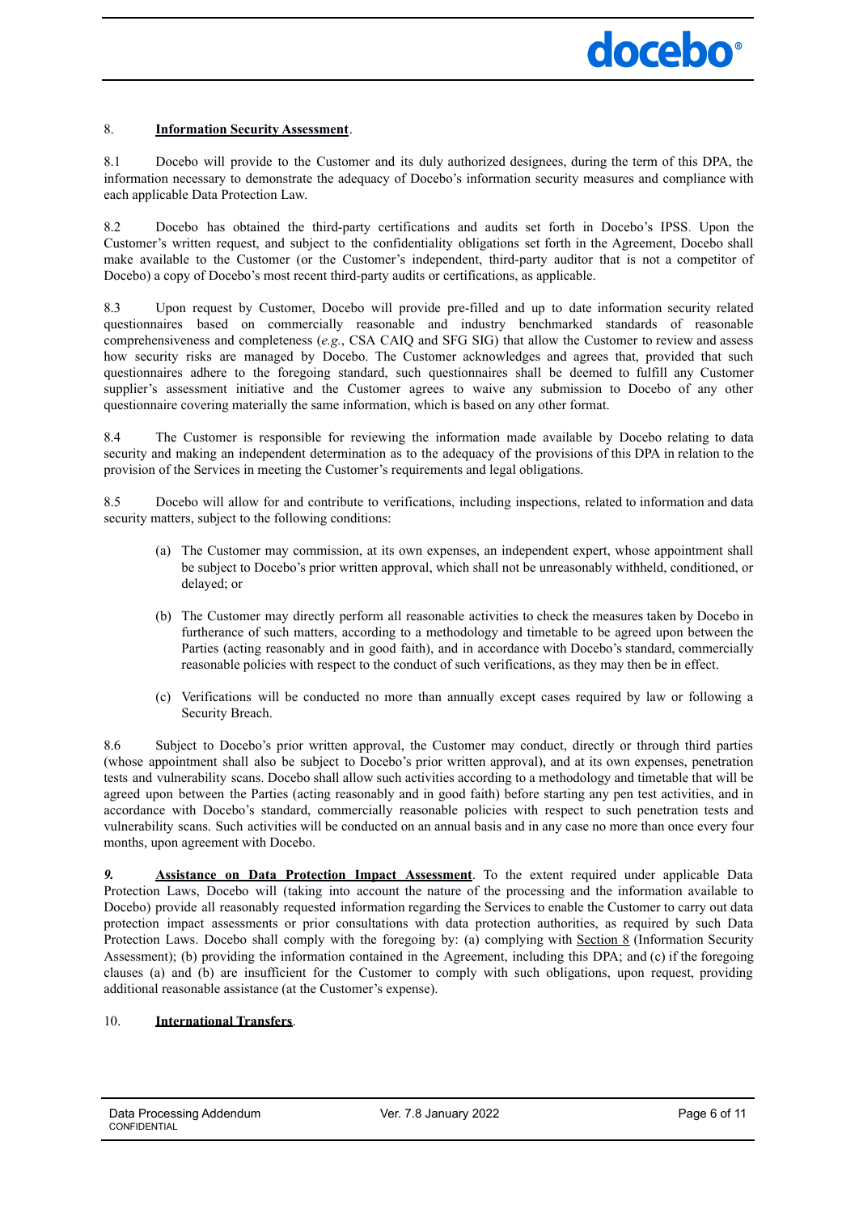8. **<u>Information Security Assessment</u>**.

8.1 Docebo will provide to the Customer and its duly authorized designees, during the term of this DPA, the information necessary to demonstrate the adequacy of Docebo's information security measures and compliance with each applicable Data Protection Law.

8.2 Docebo has obtained the third-party certifications and audits set forth in Docebo's IPSS. Upon the Customer's written request, and subject to the confidentiality obligations set forth in the Agreement, Docebo shall make available to the Customer (or the Customer's independent, third-party auditor that is not a competitor of Docebo) a copy of Docebo's most recent third-party audits or certifications, as applicable.

8.3 Upon request by Customer, Docebo will provide pre-filled and up to date information security related questionnaires based on commercially reasonable and industry benchmarked standards of reasonable comprehensiveness and completeness (*e.g.*, CSA CAIQ and SFG SIG) that allow the Customer to review and assess how security risks are managed by Docebo. The Customer acknowledges and agrees that, provided that such questionnaires adhere to the foregoing standard, such questionnaires shall be deemed to fulfill any Customer supplier's assessment initiative and the Customer agrees to waive any submission to Docebo of any other questionnaire covering materially the same information, which is based on any other format.

8.4 The Customer is responsible for reviewing the information made available by Docebo relating to data security and making an independent determination as to the adequacy of the provisions of this DPA in relation to the provision of the Services in meeting the Customer's requirements and legal obligations.

8.5 Docebo will allow for and contribute to verifications, including inspections, related to information and data security matters, subject to the following conditions:

(a) The Customer may commission, at its own expenses, an independent expert, whose appointment shall be subject to Docebo's prior written approval, which shall not be unreasonably withheld, conditioned, or delayed; or

(b) The Customer may directly perform all reasonable activities to check the measures taken by Docebo in furtherance of such matters, according to a methodology and timetable to be agreed upon between the Parties (acting reasonably and in good faith), and in accordance with Docebo's standard, commercially reasonable policies with respect to the conduct of such verifications, as they may then be in effect.

(c) Verifications will be conducted no more than annually except cases required by law or following a Security Breach.

8.6 Subject to Docebo's prior written approval, the Customer may conduct, directly or through third parties (whose appointment shall also be subject to Docebo's prior written approval), and at its own expenses, penetration tests and vulnerability scans. Docebo shall allow such activities according to a methodology and timetable that will be agreed upon between the Parties (acting reasonably and in good faith) before starting any pen test activities, and in accordance with Docebo's standard, commercially reasonable policies with respect to such penetration tests and vulnerability scans. Such activities will be conducted on an annual basis and in any case no more than once every four months, upon agreement with Docebo.

***9.*** **<u>Assistance on Data Protection Impact Assessment</u>**. To the extent required under applicable Data Protection Laws, Docebo will (taking into account the nature of the processing and the information available to Docebo) provide all reasonably requested information regarding the Services to enable the Customer to carry out data protection impact assessments or prior consultations with data protection authorities, as required by such Data Protection Laws. Docebo shall comply with the foregoing by: (a) complying with <u>Section 8</u> (Information Security Assessment); (b) providing the information contained in the Agreement, including this DPA; and (c) if the foregoing clauses (a) and (b) are insufficient for the Customer to comply with such obligations, upon request, providing additional reasonable assistance (at the Customer's expense).

10. **<u>International Transfers</u>**.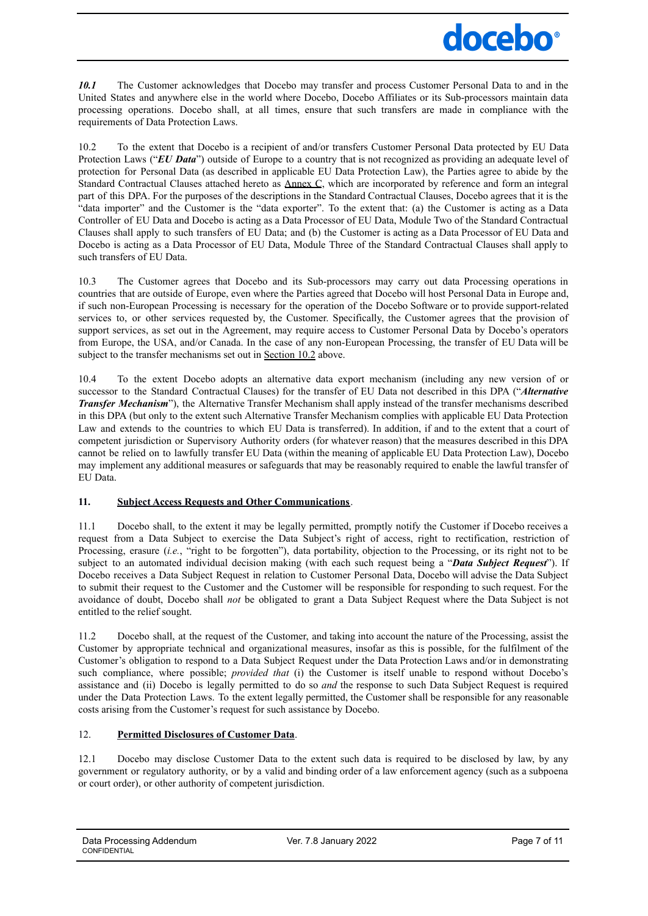***10.1*** The Customer acknowledges that Docebo may transfer and process Customer Personal Data to and in the United States and anywhere else in the world where Docebo, Docebo Affiliates or its Sub-processors maintain data processing operations. Docebo shall, at all times, ensure that such transfers are made in compliance with the requirements of Data Protection Laws.

10.2 To the extent that Docebo is a recipient of and/or transfers Customer Personal Data protected by EU Data Protection Laws ("***EU Data***") outside of Europe to a country that is not recognized as providing an adequate level of protection for Personal Data (as described in applicable EU Data Protection Law), the Parties agree to abide by the Standard Contractual Clauses attached hereto as Annex C, which are incorporated by reference and form an integral part of this DPA. For the purposes of the descriptions in the Standard Contractual Clauses, Docebo agrees that it is the "data importer" and the Customer is the "data exporter". To the extent that: (a) the Customer is acting as a Data Controller of EU Data and Docebo is acting as a Data Processor of EU Data, Module Two of the Standard Contractual Clauses shall apply to such transfers of EU Data; and (b) the Customer is acting as a Data Processor of EU Data and Docebo is acting as a Data Processor of EU Data, Module Three of the Standard Contractual Clauses shall apply to such transfers of EU Data.

10.3 The Customer agrees that Docebo and its Sub-processors may carry out data Processing operations in countries that are outside of Europe, even where the Parties agreed that Docebo will host Personal Data in Europe and, if such non-European Processing is necessary for the operation of the Docebo Software or to provide support-related services to, or other services requested by, the Customer. Specifically, the Customer agrees that the provision of support services, as set out in the Agreement, may require access to Customer Personal Data by Docebo's operators from Europe, the USA, and/or Canada. In the case of any non-European Processing, the transfer of EU Data will be subject to the transfer mechanisms set out in Section 10.2 above.

10.4 To the extent Docebo adopts an alternative data export mechanism (including any new version of or successor to the Standard Contractual Clauses) for the transfer of EU Data not described in this DPA ("***Alternative Transfer Mechanism***"), the Alternative Transfer Mechanism shall apply instead of the transfer mechanisms described in this DPA (but only to the extent such Alternative Transfer Mechanism complies with applicable EU Data Protection Law and extends to the countries to which EU Data is transferred). In addition, if and to the extent that a court of competent jurisdiction or Supervisory Authority orders (for whatever reason) that the measures described in this DPA cannot be relied on to lawfully transfer EU Data (within the meaning of applicable EU Data Protection Law), Docebo may implement any additional measures or safeguards that may be reasonably required to enable the lawful transfer of EU Data.

**11. Subject Access Requests and Other Communications**.

11.1 Docebo shall, to the extent it may be legally permitted, promptly notify the Customer if Docebo receives a request from a Data Subject to exercise the Data Subject's right of access, right to rectification, restriction of Processing, erasure (*i.e.*, "right to be forgotten"), data portability, objection to the Processing, or its right not to be subject to an automated individual decision making (with each such request being a "***Data Subject Request***"). If Docebo receives a Data Subject Request in relation to Customer Personal Data, Docebo will advise the Data Subject to submit their request to the Customer and the Customer will be responsible for responding to such request. For the avoidance of doubt, Docebo shall *not* be obligated to grant a Data Subject Request where the Data Subject is not entitled to the relief sought.

11.2 Docebo shall, at the request of the Customer, and taking into account the nature of the Processing, assist the Customer by appropriate technical and organizational measures, insofar as this is possible, for the fulfilment of the Customer's obligation to respond to a Data Subject Request under the Data Protection Laws and/or in demonstrating such compliance, where possible; *provided that* (i) the Customer is itself unable to respond without Docebo's assistance and (ii) Docebo is legally permitted to do so *and* the response to such Data Subject Request is required under the Data Protection Laws. To the extent legally permitted, the Customer shall be responsible for any reasonable costs arising from the Customer's request for such assistance by Docebo.

12. **Permitted Disclosures of Customer Data**.

12.1 Docebo may disclose Customer Data to the extent such data is required to be disclosed by law, by any government or regulatory authority, or by a valid and binding order of a law enforcement agency (such as a subpoena or court order), or other authority of competent jurisdiction.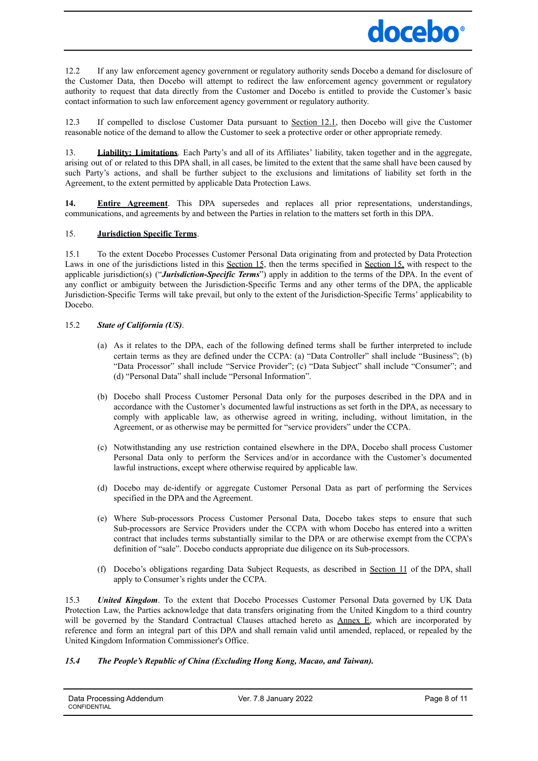12.2 If any law enforcement agency government or regulatory authority sends Docebo a demand for disclosure of the Customer Data, then Docebo will attempt to redirect the law enforcement agency government or regulatory authority to request that data directly from the Customer and Docebo is entitled to provide the Customer's basic contact information to such law enforcement agency government or regulatory authority.

12.3 If compelled to disclose Customer Data pursuant to Section 12.1, then Docebo will give the Customer reasonable notice of the demand to allow the Customer to seek a protective order or other appropriate remedy.

13. **Liability; Limitations**. Each Party's and all of its Affiliates' liability, taken together and in the aggregate, arising out of or related to this DPA shall, in all cases, be limited to the extent that the same shall have been caused by such Party's actions, and shall be further subject to the exclusions and limitations of liability set forth in the Agreement, to the extent permitted by applicable Data Protection Laws.

**14. Entire Agreement**. This DPA supersedes and replaces all prior representations, understandings, communications, and agreements by and between the Parties in relation to the matters set forth in this DPA.

15. **Jurisdiction Specific Terms**.

15.1 To the extent Docebo Processes Customer Personal Data originating from and protected by Data Protection Laws in one of the jurisdictions listed in this Section 15, then the terms specified in Section 15, with respect to the applicable jurisdiction(s) ("***Jurisdiction-Specific Terms***") apply in addition to the terms of the DPA. In the event of any conflict or ambiguity between the Jurisdiction-Specific Terms and any other terms of the DPA, the applicable Jurisdiction-Specific Terms will take prevail, but only to the extent of the Jurisdiction-Specific Terms' applicability to Docebo.

15.2 ***State of California (US)***.

(a) As it relates to the DPA, each of the following defined terms shall be further interpreted to include certain terms as they are defined under the CCPA: (a) "Data Controller" shall include "Business"; (b) "Data Processor" shall include "Service Provider"; (c) "Data Subject" shall include "Consumer"; and (d) "Personal Data" shall include "Personal Information".

(b) Docebo shall Process Customer Personal Data only for the purposes described in the DPA and in accordance with the Customer's documented lawful instructions as set forth in the DPA, as necessary to comply with applicable law, as otherwise agreed in writing, including, without limitation, in the Agreement, or as otherwise may be permitted for "service providers" under the CCPA.

(c) Notwithstanding any use restriction contained elsewhere in the DPA, Docebo shall process Customer Personal Data only to perform the Services and/or in accordance with the Customer's documented lawful instructions, except where otherwise required by applicable law.

(d) Docebo may de-identify or aggregate Customer Personal Data as part of performing the Services specified in the DPA and the Agreement.

(e) Where Sub-processors Process Customer Personal Data, Docebo takes steps to ensure that such Sub-processors are Service Providers under the CCPA with whom Docebo has entered into a written contract that includes terms substantially similar to the DPA or are otherwise exempt from the CCPA's definition of "sale". Docebo conducts appropriate due diligence on its Sub-processors.

(f) Docebo's obligations regarding Data Subject Requests, as described in Section 11 of the DPA, shall apply to Consumer's rights under the CCPA.

15.3 ***United Kingdom***. To the extent that Docebo Processes Customer Personal Data governed by UK Data Protection Law, the Parties acknowledge that data transfers originating from the United Kingdom to a third country will be governed by the Standard Contractual Clauses attached hereto as Annex E, which are incorporated by reference and form an integral part of this DPA and shall remain valid until amended, replaced, or repealed by the United Kingdom Information Commissioner's Office.

***15.4 The People's Republic of China (Excluding Hong Kong, Macao, and Taiwan).***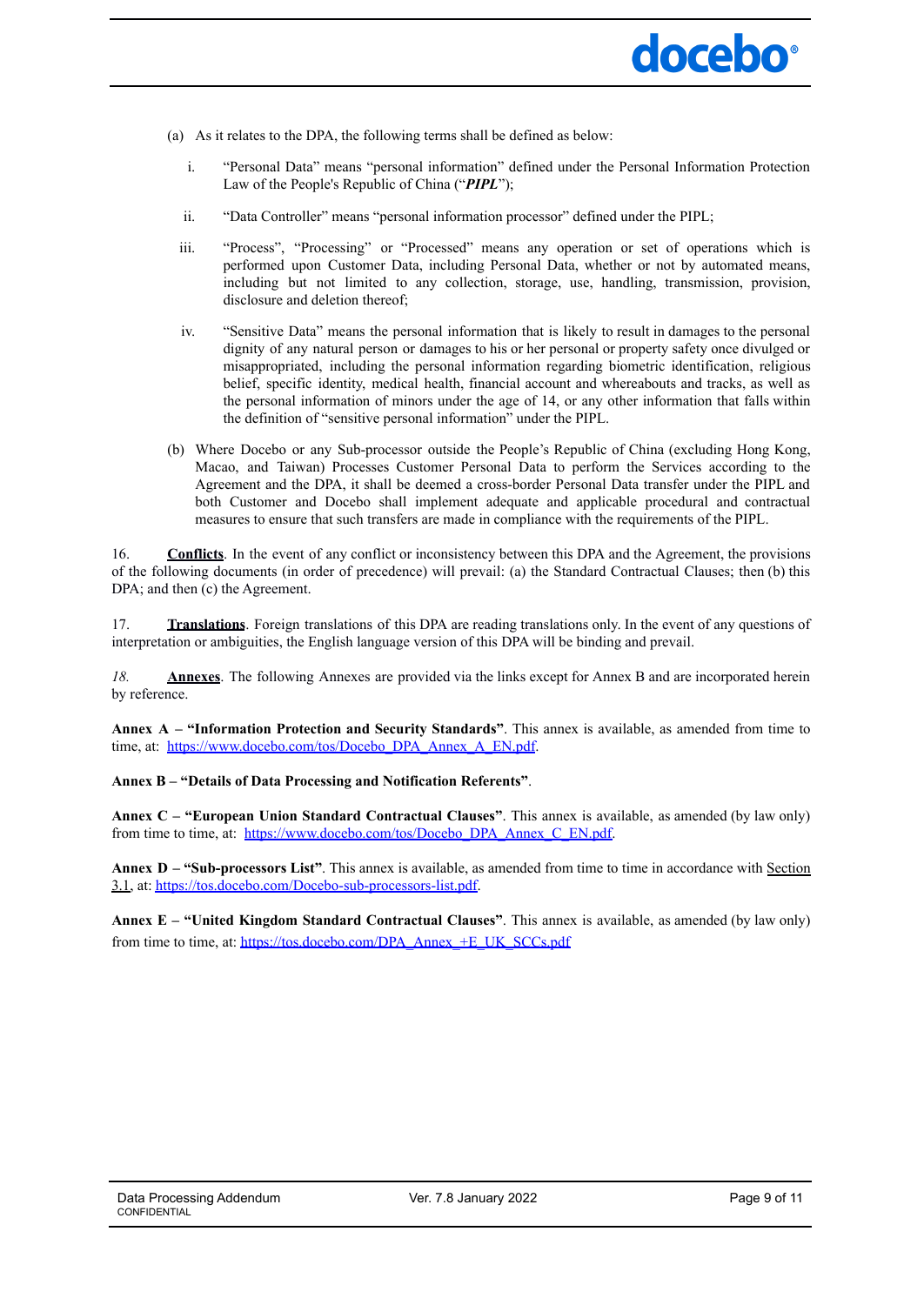(a) As it relates to the DPA, the following terms shall be defined as below:

   i. "Personal Data" means "personal information" defined under the Personal Information Protection Law of the People's Republic of China ("***PIPL***");

   ii. "Data Controller" means "personal information processor" defined under the PIPL;

   iii. "Process", "Processing" or "Processed" means any operation or set of operations which is performed upon Customer Data, including Personal Data, whether or not by automated means, including but not limited to any collection, storage, use, handling, transmission, provision, disclosure and deletion thereof;

   iv. "Sensitive Data" means the personal information that is likely to result in damages to the personal dignity of any natural person or damages to his or her personal or property safety once divulged or misappropriated, including the personal information regarding biometric identification, religious belief, specific identity, medical health, financial account and whereabouts and tracks, as well as the personal information of minors under the age of 14, or any other information that falls within the definition of "sensitive personal information" under the PIPL.

(b) Where Docebo or any Sub-processor outside the People's Republic of China (excluding Hong Kong, Macao, and Taiwan) Processes Customer Personal Data to perform the Services according to the Agreement and the DPA, it shall be deemed a cross-border Personal Data transfer under the PIPL and both Customer and Docebo shall implement adequate and applicable procedural and contractual measures to ensure that such transfers are made in compliance with the requirements of the PIPL.

16. **Conflicts**. In the event of any conflict or inconsistency between this DPA and the Agreement, the provisions of the following documents (in order of precedence) will prevail: (a) the Standard Contractual Clauses; then (b) this DPA; and then (c) the Agreement.

17. **Translations**. Foreign translations of this DPA are reading translations only. In the event of any questions of interpretation or ambiguities, the English language version of this DPA will be binding and prevail.

*18.* **Annexes**. The following Annexes are provided via the links except for Annex B and are incorporated herein by reference.

**Annex A – "Information Protection and Security Standards"**. This annex is available, as amended from time to time, at: https://www.docebo.com/tos/Docebo_DPA_Annex_A_EN.pdf.

**Annex B – "Details of Data Processing and Notification Referents"**.

**Annex C – "European Union Standard Contractual Clauses"**. This annex is available, as amended (by law only) from time to time, at: https://www.docebo.com/tos/Docebo_DPA_Annex_C_EN.pdf.

**Annex D – "Sub-processors List"**. This annex is available, as amended from time to time in accordance with Section 3.1, at: https://tos.docebo.com/Docebo-sub-processors-list.pdf.

**Annex E – "United Kingdom Standard Contractual Clauses"**. This annex is available, as amended (by law only) from time to time, at: https://tos.docebo.com/DPA_Annex_+E_UK_SCCs.pdf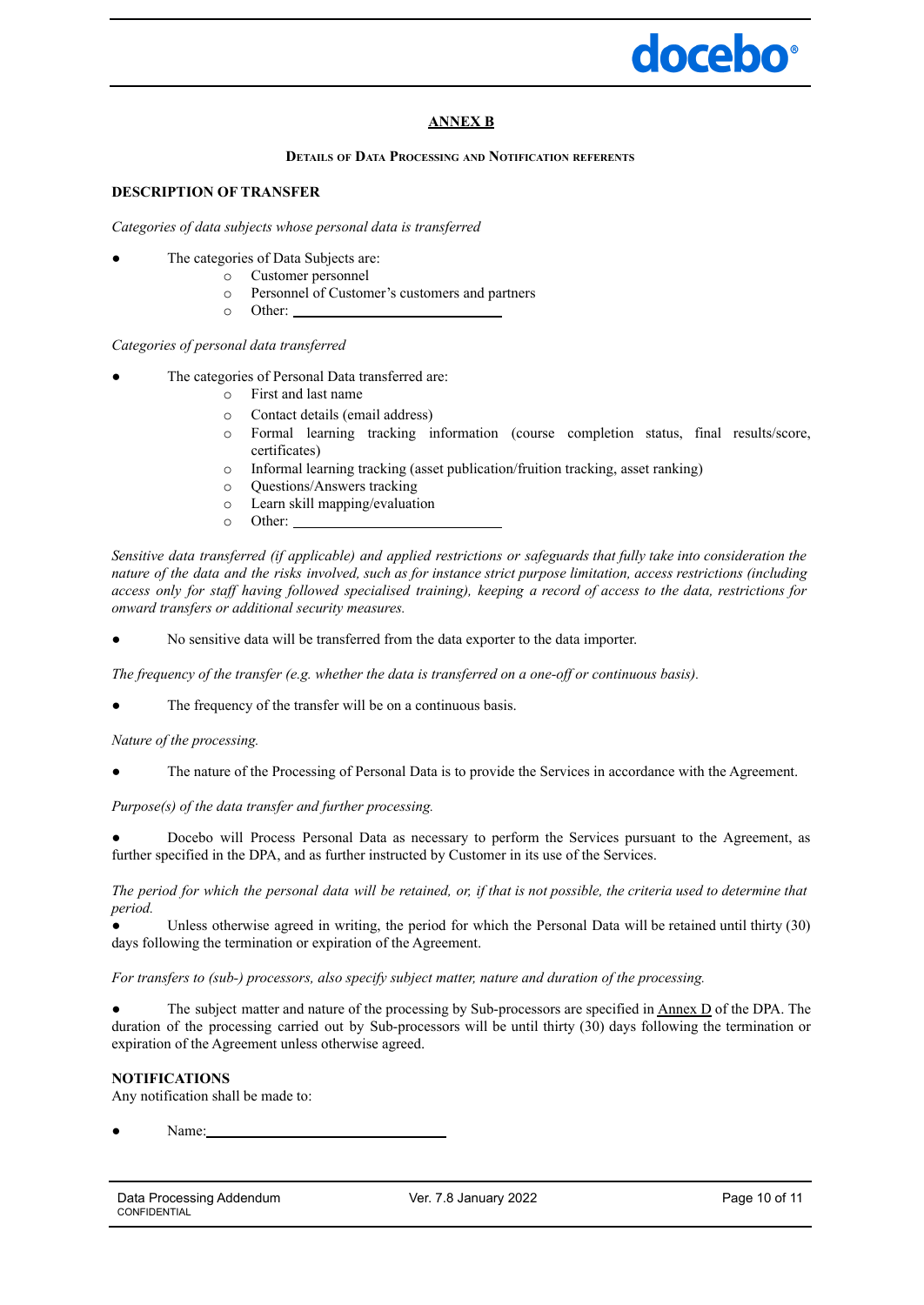## ANNEX B

**DETAILS OF DATA PROCESSING AND NOTIFICATION REFERENTS**

**DESCRIPTION OF TRANSFER**

*Categories of data subjects whose personal data is transferred*

- The categories of Data Subjects are:
  - Customer personnel
  - Personnel of Customer's customers and partners
  - Other: ______________________________

*Categories of personal data transferred*

- The categories of Personal Data transferred are:
  - First and last name
  - Contact details (email address)
  - Formal learning tracking information (course completion status, final results/score, certificates)
  - Informal learning tracking (asset publication/fruition tracking, asset ranking)
  - Questions/Answers tracking
  - Learn skill mapping/evaluation
  - Other: ______________________________

*Sensitive data transferred (if applicable) and applied restrictions or safeguards that fully take into consideration the nature of the data and the risks involved, such as for instance strict purpose limitation, access restrictions (including access only for staff having followed specialised training), keeping a record of access to the data, restrictions for onward transfers or additional security measures.*

- No sensitive data will be transferred from the data exporter to the data importer.

*The frequency of the transfer (e.g. whether the data is transferred on a one-off or continuous basis).*

- The frequency of the transfer will be on a continuous basis.

*Nature of the processing.*

- The nature of the Processing of Personal Data is to provide the Services in accordance with the Agreement.

*Purpose(s) of the data transfer and further processing.*

- Docebo will Process Personal Data as necessary to perform the Services pursuant to the Agreement, as further specified in the DPA, and as further instructed by Customer in its use of the Services.

*The period for which the personal data will be retained, or, if that is not possible, the criteria used to determine that period.*

- Unless otherwise agreed in writing, the period for which the Personal Data will be retained until thirty (30) days following the termination or expiration of the Agreement.

*For transfers to (sub-) processors, also specify subject matter, nature and duration of the processing.*

- The subject matter and nature of the processing by Sub-processors are specified in Annex D of the DPA. The duration of the processing carried out by Sub-processors will be until thirty (30) days following the termination or expiration of the Agreement unless otherwise agreed.

**NOTIFICATIONS**

Any notification shall be made to:

- Name: ______________________________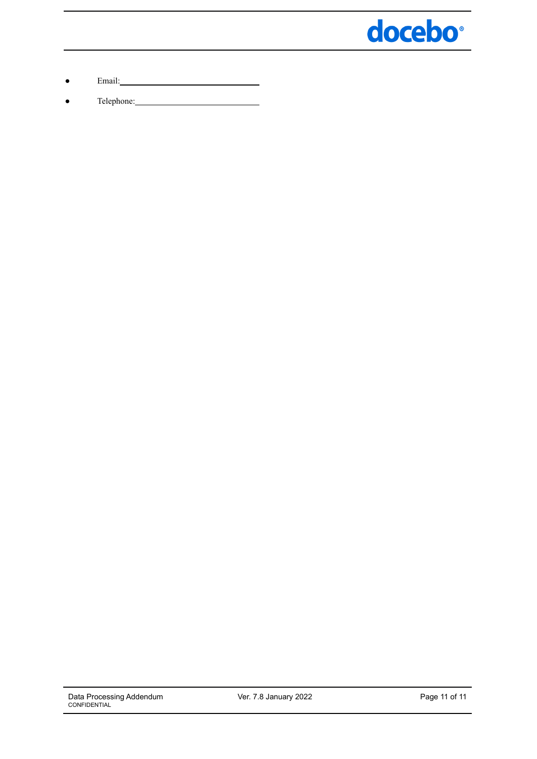- Email: ______________________________
- Telephone: ___________________________